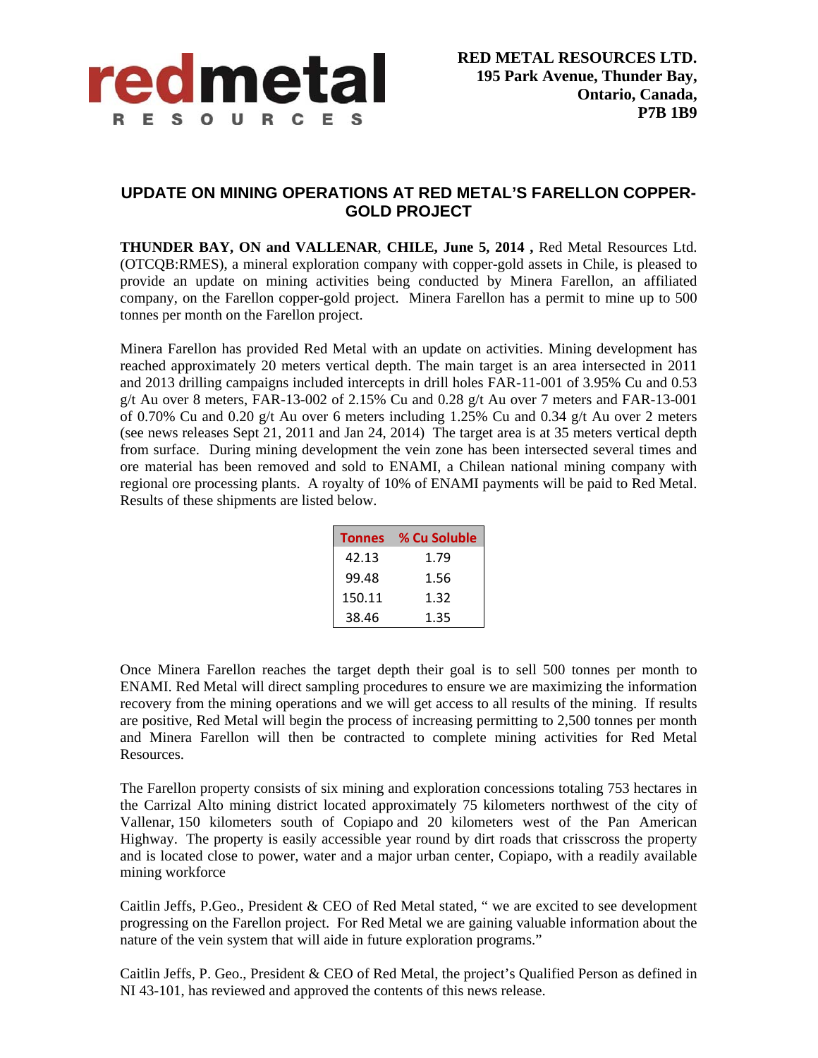redmetal RESOURCES

**RED METAL RESOURCES LTD.**
**195 Park Avenue, Thunder Bay,**
**Ontario, Canada,**
**P7B 1B9**

## UPDATE ON MINING OPERATIONS AT RED METAL'S FARELLON COPPER-GOLD PROJECT

**THUNDER BAY, ON and VALLENAR**, **CHILE, June 5, 2014 ,** Red Metal Resources Ltd. (OTCQB:RMES), a mineral exploration company with copper-gold assets in Chile, is pleased to provide an update on mining activities being conducted by Minera Farellon, an affiliated company, on the Farellon copper-gold project. Minera Farellon has a permit to mine up to 500 tonnes per month on the Farellon project.

Minera Farellon has provided Red Metal with an update on activities. Mining development has reached approximately 20 meters vertical depth. The main target is an area intersected in 2011 and 2013 drilling campaigns included intercepts in drill holes FAR-11-001 of 3.95% Cu and 0.53 g/t Au over 8 meters, FAR-13-002 of 2.15% Cu and 0.28 g/t Au over 7 meters and FAR-13-001 of 0.70% Cu and 0.20 g/t Au over 6 meters including 1.25% Cu and 0.34 g/t Au over 2 meters (see news releases Sept 21, 2011 and Jan 24, 2014) The target area is at 35 meters vertical depth from surface. During mining development the vein zone has been intersected several times and ore material has been removed and sold to ENAMI, a Chilean national mining company with regional ore processing plants. A royalty of 10% of ENAMI payments will be paid to Red Metal. Results of these shipments are listed below.

| Tonnes | % Cu Soluble |
|---|---|
| 42.13 | 1.79 |
| 99.48 | 1.56 |
| 150.11 | 1.32 |
| 38.46 | 1.35 |

Once Minera Farellon reaches the target depth their goal is to sell 500 tonnes per month to ENAMI. Red Metal will direct sampling procedures to ensure we are maximizing the information recovery from the mining operations and we will get access to all results of the mining. If results are positive, Red Metal will begin the process of increasing permitting to 2,500 tonnes per month and Minera Farellon will then be contracted to complete mining activities for Red Metal Resources.

The Farellon property consists of six mining and exploration concessions totaling 753 hectares in the Carrizal Alto mining district located approximately 75 kilometers northwest of the city of Vallenar, 150 kilometers south of Copiapo and 20 kilometers west of the Pan American Highway. The property is easily accessible year round by dirt roads that crisscross the property and is located close to power, water and a major urban center, Copiapo, with a readily available mining workforce

Caitlin Jeffs, P.Geo., President & CEO of Red Metal stated, " we are excited to see development progressing on the Farellon project. For Red Metal we are gaining valuable information about the nature of the vein system that will aide in future exploration programs."

Caitlin Jeffs, P. Geo., President & CEO of Red Metal, the project's Qualified Person as defined in NI 43-101, has reviewed and approved the contents of this news release.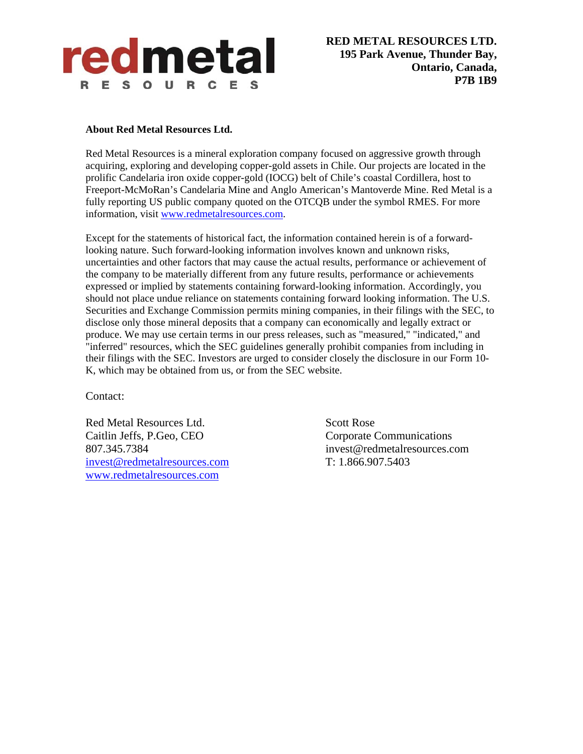**RED METAL RESOURCES LTD.**
**195 Park Avenue, Thunder Bay,**
**Ontario, Canada,**
**P7B 1B9**

**About Red Metal Resources Ltd.**

Red Metal Resources is a mineral exploration company focused on aggressive growth through acquiring, exploring and developing copper-gold assets in Chile. Our projects are located in the prolific Candelaria iron oxide copper-gold (IOCG) belt of Chile's coastal Cordillera, host to Freeport-McMoRan's Candelaria Mine and Anglo American's Mantoverde Mine. Red Metal is a fully reporting US public company quoted on the OTCQB under the symbol RMES. For more information, visit www.redmetalresources.com.

Except for the statements of historical fact, the information contained herein is of a forward-looking nature. Such forward-looking information involves known and unknown risks, uncertainties and other factors that may cause the actual results, performance or achievement of the company to be materially different from any future results, performance or achievements expressed or implied by statements containing forward-looking information. Accordingly, you should not place undue reliance on statements containing forward looking information. The U.S. Securities and Exchange Commission permits mining companies, in their filings with the SEC, to disclose only those mineral deposits that a company can economically and legally extract or produce. We may use certain terms in our press releases, such as "measured," "indicated," and "inferred" resources, which the SEC guidelines generally prohibit companies from including in their filings with the SEC. Investors are urged to consider closely the disclosure in our Form 10-K, which may be obtained from us, or from the SEC website.

Contact:

Red Metal Resources Ltd.
Caitlin Jeffs, P.Geo, CEO
807.345.7384
invest@redmetalresources.com
www.redmetalresources.com

Scott Rose
Corporate Communications
invest@redmetalresources.com
T: 1.866.907.5403